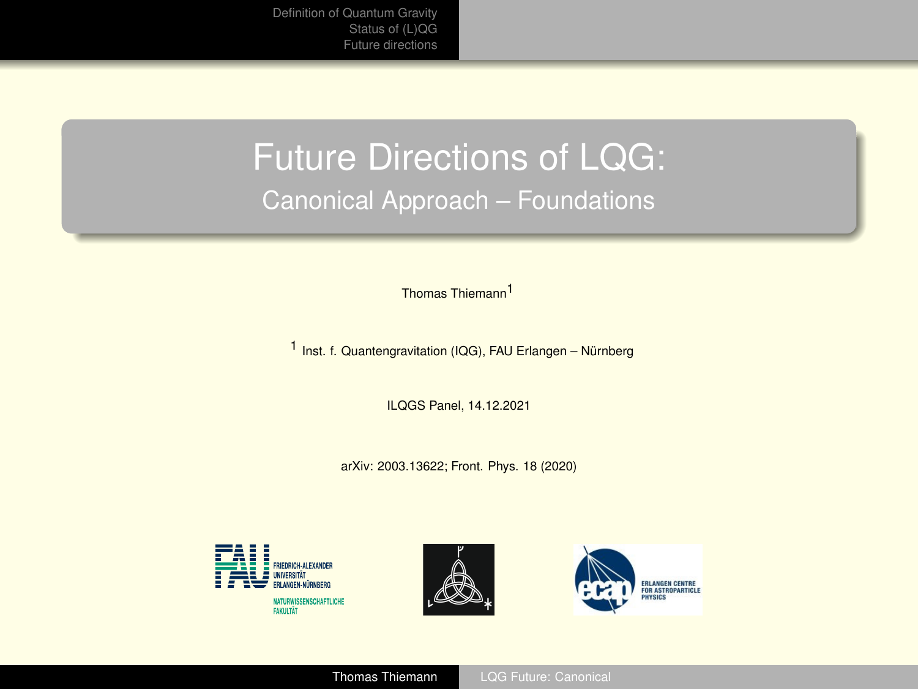# Future Directions of LQG:

## Canonical Approach – Foundations

Thomas Thiemann[1]

[1] Inst. f. Quantengravitation (IQG), FAU Erlangen – Nürnberg

ILQGS Panel, 14.12.2021

arXiv: 2003.13622; Front. Phys. 18 (2020)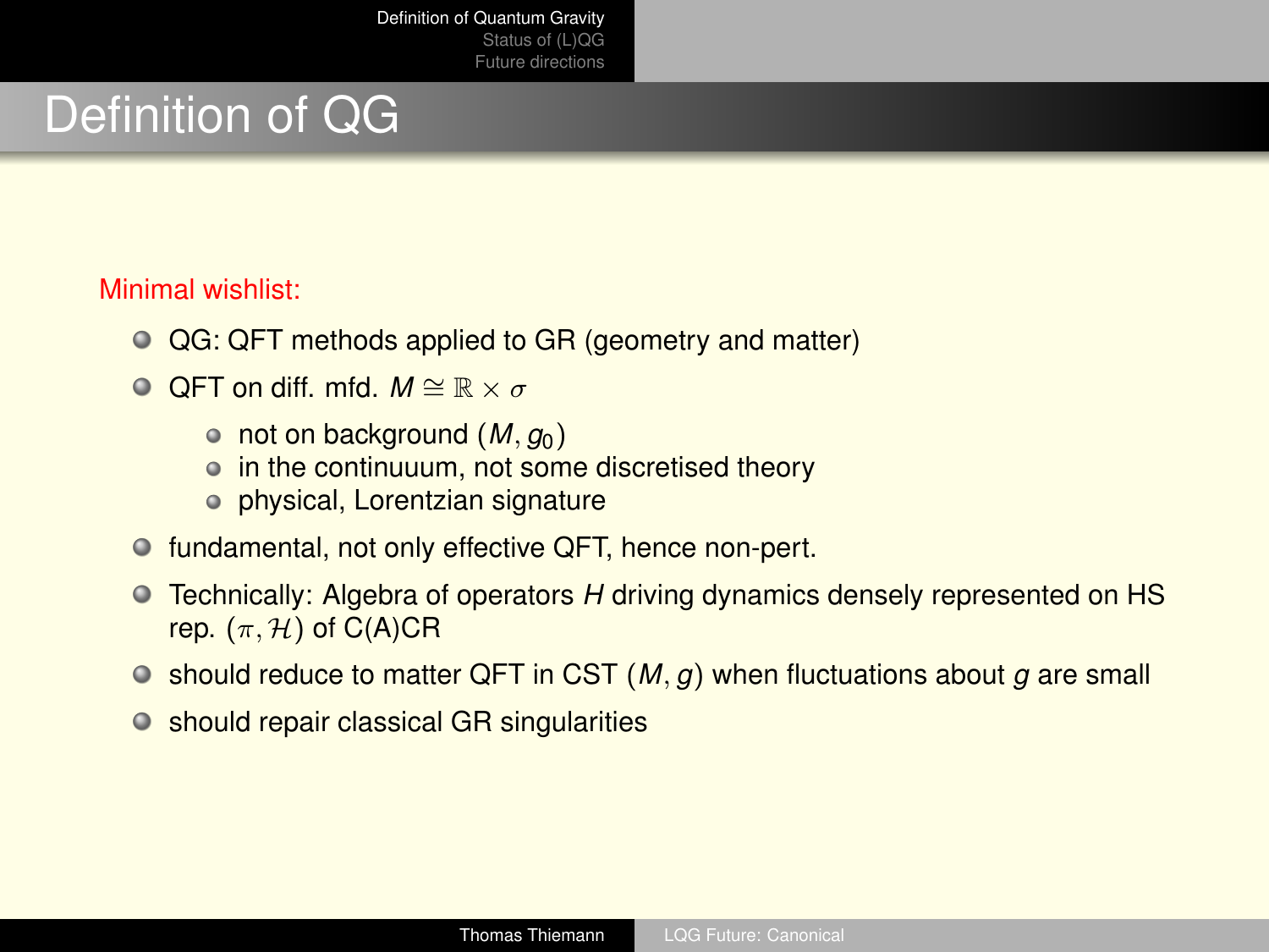# Definition of QG

Minimal wishlist:

- QG: QFT methods applied to GR (geometry and matter)
- QFT on diff. mfd. $M \cong \mathbb{R} \times \sigma$
  - not on background $(M, g_0)$
  - in the continuuum, not some discretised theory
  - physical, Lorentzian signature
- fundamental, not only effective QFT, hence non-pert.
- Technically: Algebra of operators $H$ driving dynamics densely represented on HS rep. $(\pi, \mathcal{H})$ of C(A)CR
- should reduce to matter QFT in CST $(M, g)$ when fluctuations about $g$ are small
- should repair classical GR singularities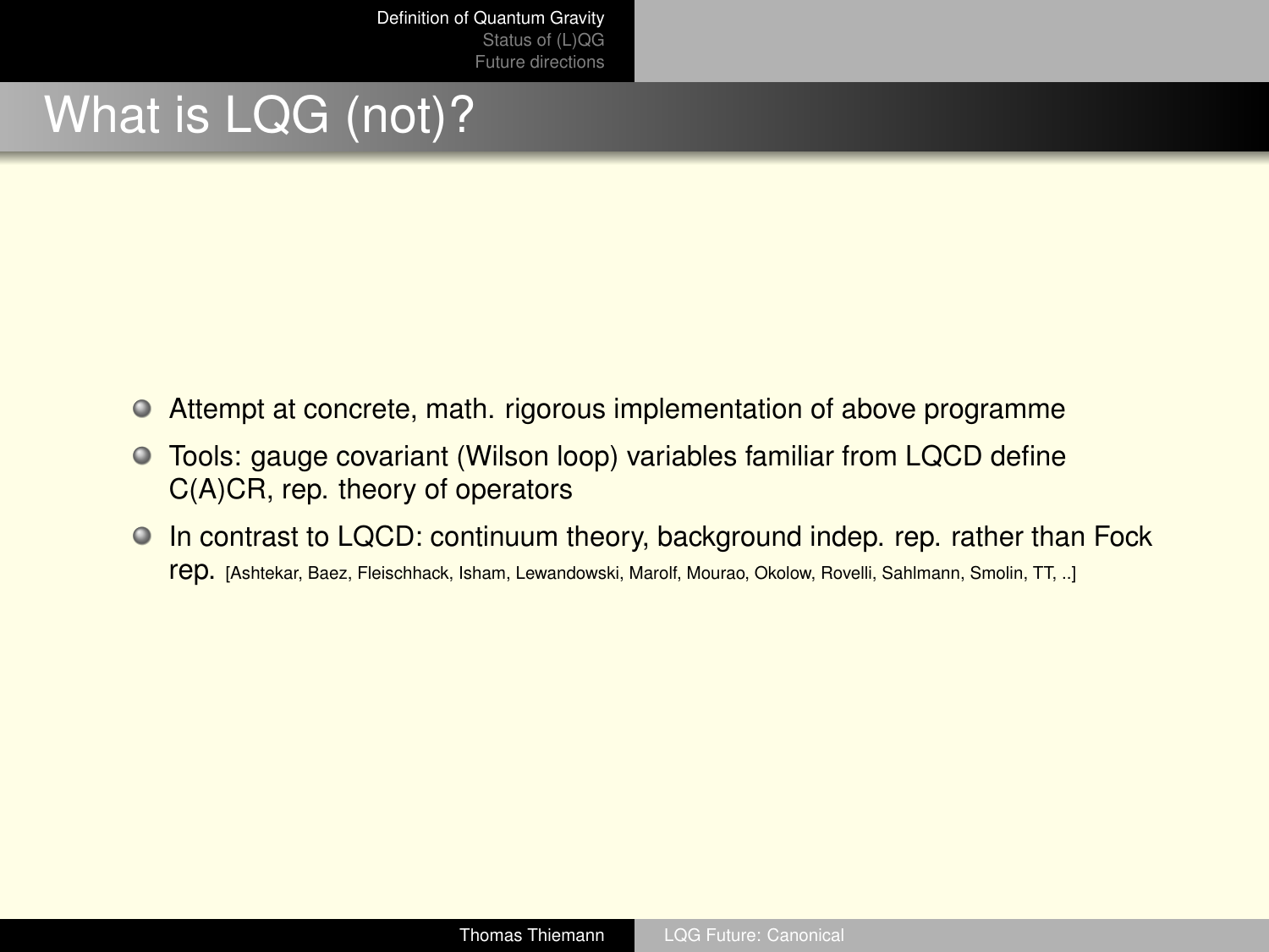# What is LQG (not)?

- Attempt at concrete, math. rigorous implementation of above programme
- Tools: gauge covariant (Wilson loop) variables familiar from LQCD define C(A)CR, rep. theory of operators
- In contrast to LQCD: continuum theory, background indep. rep. rather than Fock rep. [Ashtekar, Baez, Fleischhack, Isham, Lewandowski, Marolf, Mourao, Okolow, Rovelli, Sahlmann, Smolin, TT, ..]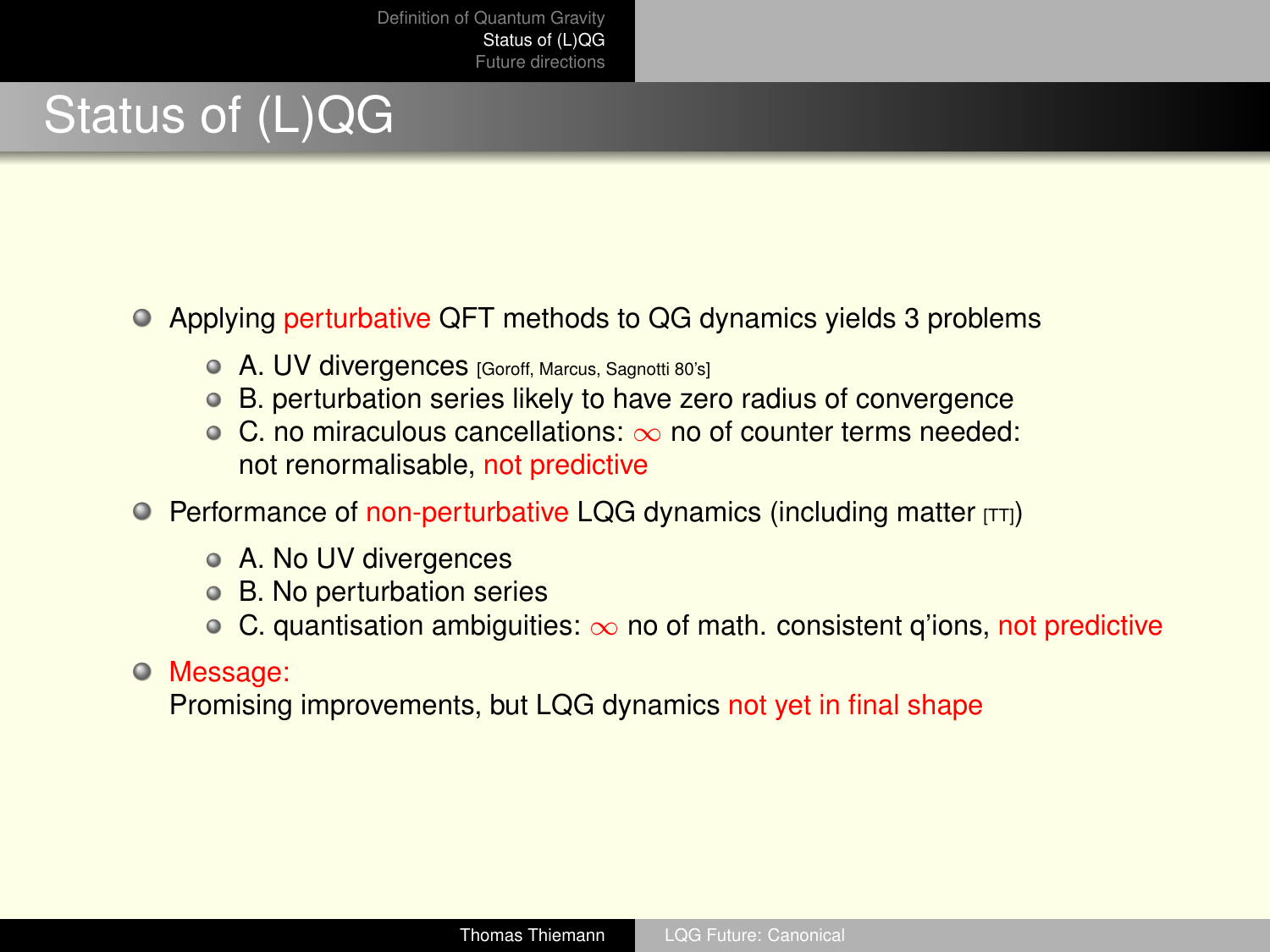# Status of (L)QG

- Applying perturbative QFT methods to QG dynamics yields 3 problems
  - A. UV divergences [Goroff, Marcus, Sagnotti 80's]
  - B. perturbation series likely to have zero radius of convergence
  - C. no miraculous cancellations: $\infty$ no of counter terms needed: not renormalisable, not predictive
- Performance of non-perturbative LQG dynamics (including matter [TT])
  - A. No UV divergences
  - B. No perturbation series
  - C. quantisation ambiguities: $\infty$ no of math. consistent q'ions, not predictive
- Message:
  Promising improvements, but LQG dynamics not yet in final shape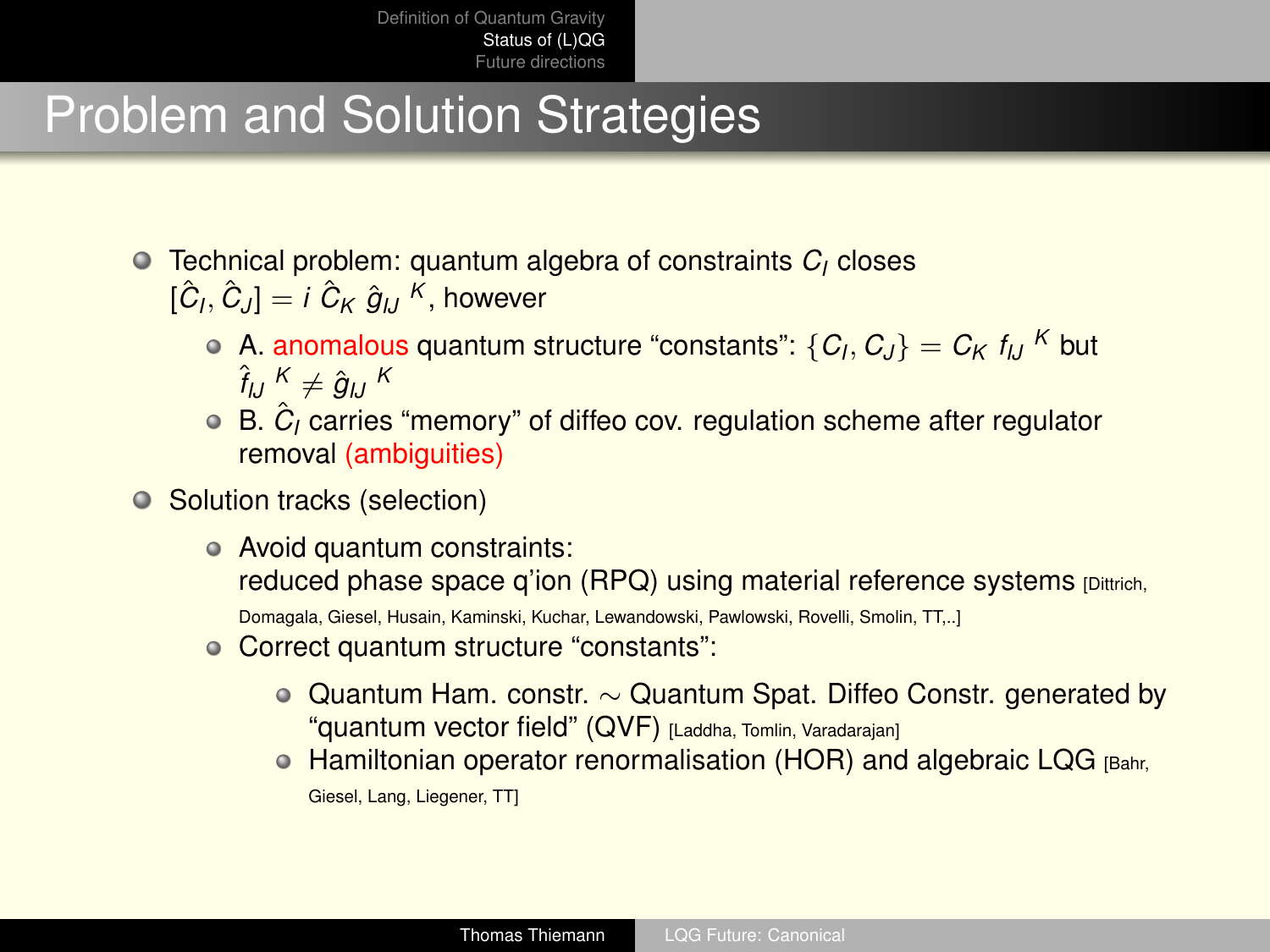# Problem and Solution Strategies

- Technical problem: quantum algebra of constraints $C_I$ closes $[\hat{C}_I, \hat{C}_J] = i\,\hat{C}_K\,\hat{g}_{IJ}{}^K$, however
  - A. anomalous quantum structure “constants”: $\{C_I, C_J\} = C_K\,f_{IJ}{}^K$ but $\hat{f}_{IJ}{}^K \neq \hat{g}_{IJ}{}^K$
  - B. $\hat{C}_I$ carries “memory” of diffeo cov. regulation scheme after regulator removal (ambiguities)
- Solution tracks (selection)
  - Avoid quantum constraints:
    reduced phase space q’ion (RPQ) using material reference systems [Dittrich, Domagala, Giesel, Husain, Kaminski, Kuchar, Lewandowski, Pawlowski, Rovelli, Smolin, TT,..]
  - Correct quantum structure “constants”:
    - Quantum Ham. constr. $\sim$ Quantum Spat. Diffeo Constr. generated by “quantum vector field” (QVF) [Laddha, Tomlin, Varadarajan]
    - Hamiltonian operator renormalisation (HOR) and algebraic LQG [Bahr, Giesel, Lang, Liegener, TT]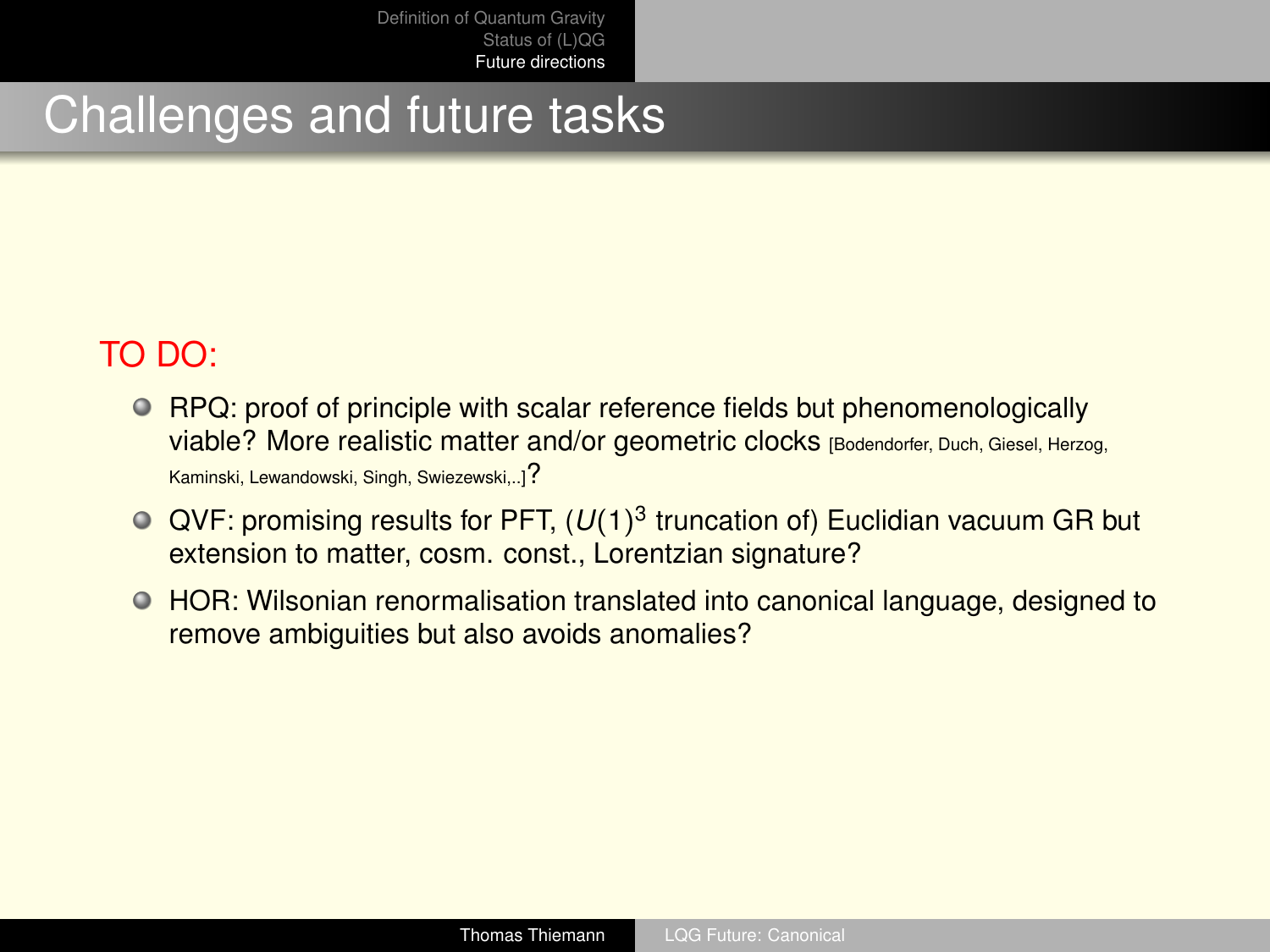# Challenges and future tasks

TO DO:

- RPQ: proof of principle with scalar reference fields but phenomenologically viable? More realistic matter and/or geometric clocks [Bodendorfer, Duch, Giesel, Herzog, Kaminski, Lewandowski, Singh, Swiezewski,..]?
- QVF: promising results for PFT, ($U(1)^3$ truncation of) Euclidian vacuum GR but extension to matter, cosm. const., Lorentzian signature?
- HOR: Wilsonian renormalisation translated into canonical language, designed to remove ambiguities but also avoids anomalies?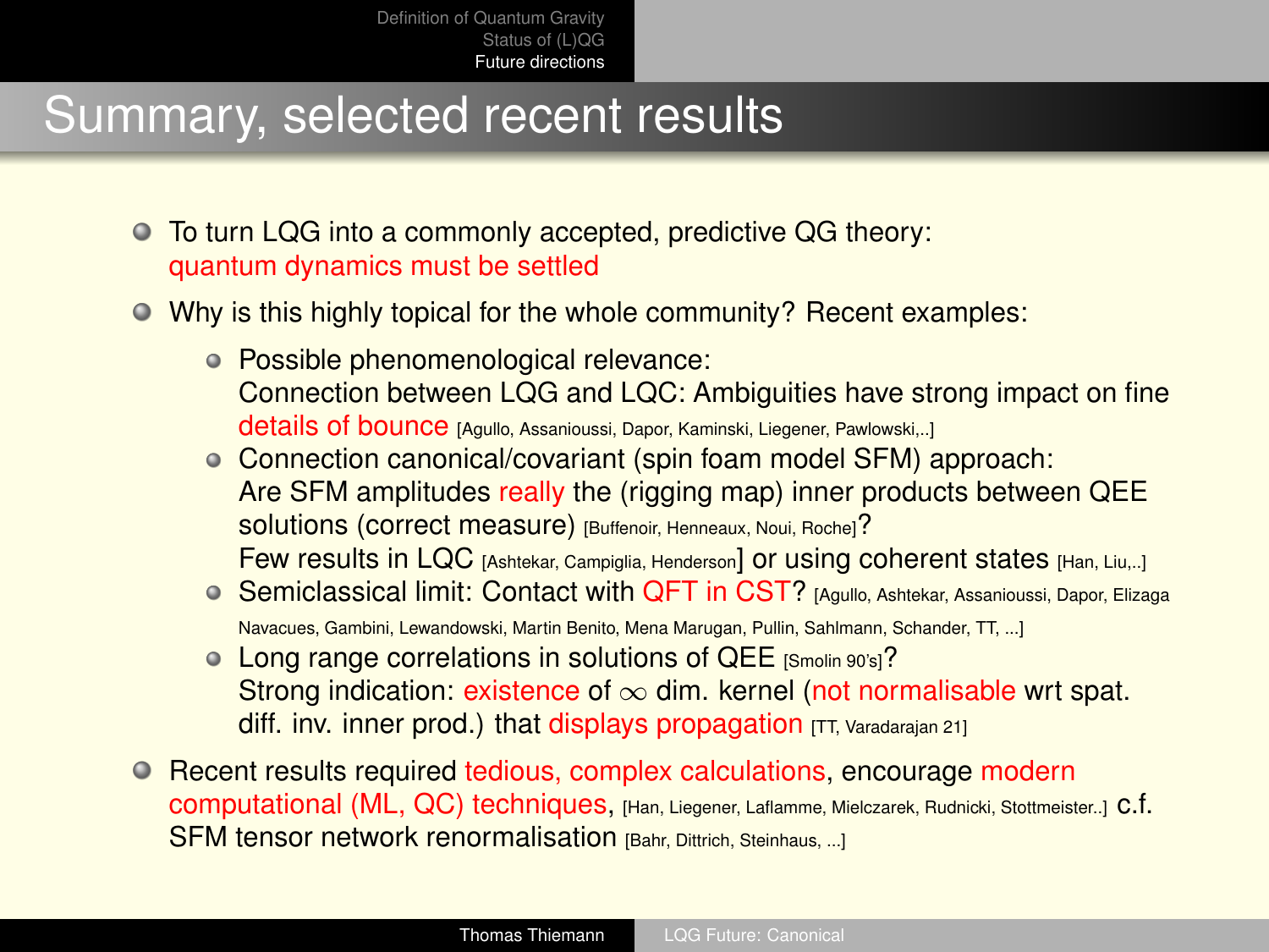# Summary, selected recent results

- To turn LQG into a commonly accepted, predictive QG theory: quantum dynamics must be settled
- Why is this highly topical for the whole community? Recent examples:
  - Possible phenomenological relevance: Connection between LQG and LQC: Ambiguities have strong impact on fine details of bounce [Agullo, Assanioussi, Dapor, Kaminski, Liegener, Pawlowski,..]
  - Connection canonical/covariant (spin foam model SFM) approach: Are SFM amplitudes really the (rigging map) inner products between QEE solutions (correct measure) [Buffenoir, Henneaux, Noui, Roche]? Few results in LQC [Ashtekar, Campiglia, Henderson] or using coherent states [Han, Liu,..]
  - Semiclassical limit: Contact with QFT in CST? [Agullo, Ashtekar, Assanioussi, Dapor, Elizaga Navacues, Gambini, Lewandowski, Martin Benito, Mena Marugan, Pullin, Sahlmann, Schander, TT, ...]
  - Long range correlations in solutions of QEE [Smolin 90's]? Strong indication: existence of $\infty$ dim. kernel (not normalisable wrt spat. diff. inv. inner prod.) that displays propagation [TT, Varadarajan 21]
- Recent results required tedious, complex calculations, encourage modern computational (ML, QC) techniques, [Han, Liegener, Laflamme, Mielczarek, Rudnicki, Stottmeister..] c.f. SFM tensor network renormalisation [Bahr, Dittrich, Steinhaus, ...]